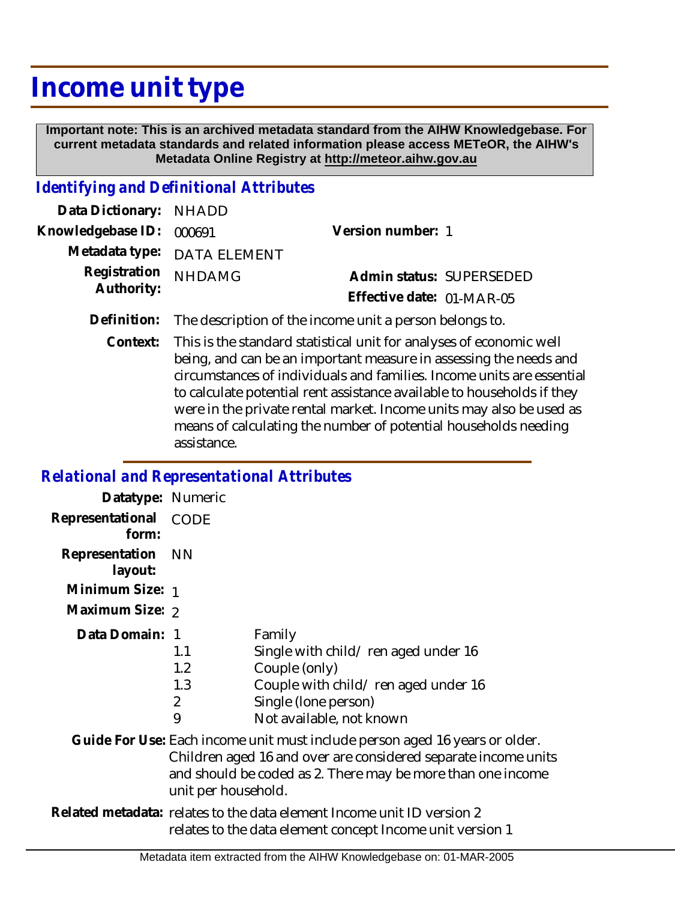# Income unit type

**Important note: This is an archived metadata standard from the AIHW Knowledgebase. For current metadata standards and related information please access METeOR, the AIHW's Metadata Online Registry at http://meteor.aihw.gov.au**

## *Identifying and Definitional Attributes*

| | | | |
|---|---|---|---|
| **Data Dictionary:** | NHADD | | |
| **Knowledgebase ID:** | 000691 | **Version number:** | 1 |
| **Metadata type:** | DATA ELEMENT | | |
| **Registration Authority:** | NHDAMG | **Admin status:** | SUPERSEDED |
| | | **Effective date:** | 01-MAR-05 |

**Definition:** The description of the income unit a person belongs to.

**Context:** This is the standard statistical unit for analyses of economic well being, and can be an important measure in assessing the needs and circumstances of individuals and families. Income units are essential to calculate potential rent assistance available to households if they were in the private rental market. Income units may also be used as means of calculating the number of potential households needing assistance.

## *Relational and Representational Attributes*

**Datatype:** Numeric

**Representational form:** CODE

**Representation layout:** NN

**Minimum Size:** 1

**Maximum Size:** 2

**Data Domain:**

| Code | Description |
|---|---|
| 1 | Family |
| 1.1 | Single with child/ ren aged under 16 |
| 1.2 | Couple (only) |
| 1.3 | Couple with child/ ren aged under 16 |
| 2 | Single (lone person) |
| 9 | Not available, not known |

**Guide For Use:** Each income unit must include person aged 16 years or older. Children aged 16 and over are considered separate income units and should be coded as 2. There may be more than one income unit per household.

**Related metadata:** relates to the data element Income unit ID version 2
relates to the data element concept Income unit version 1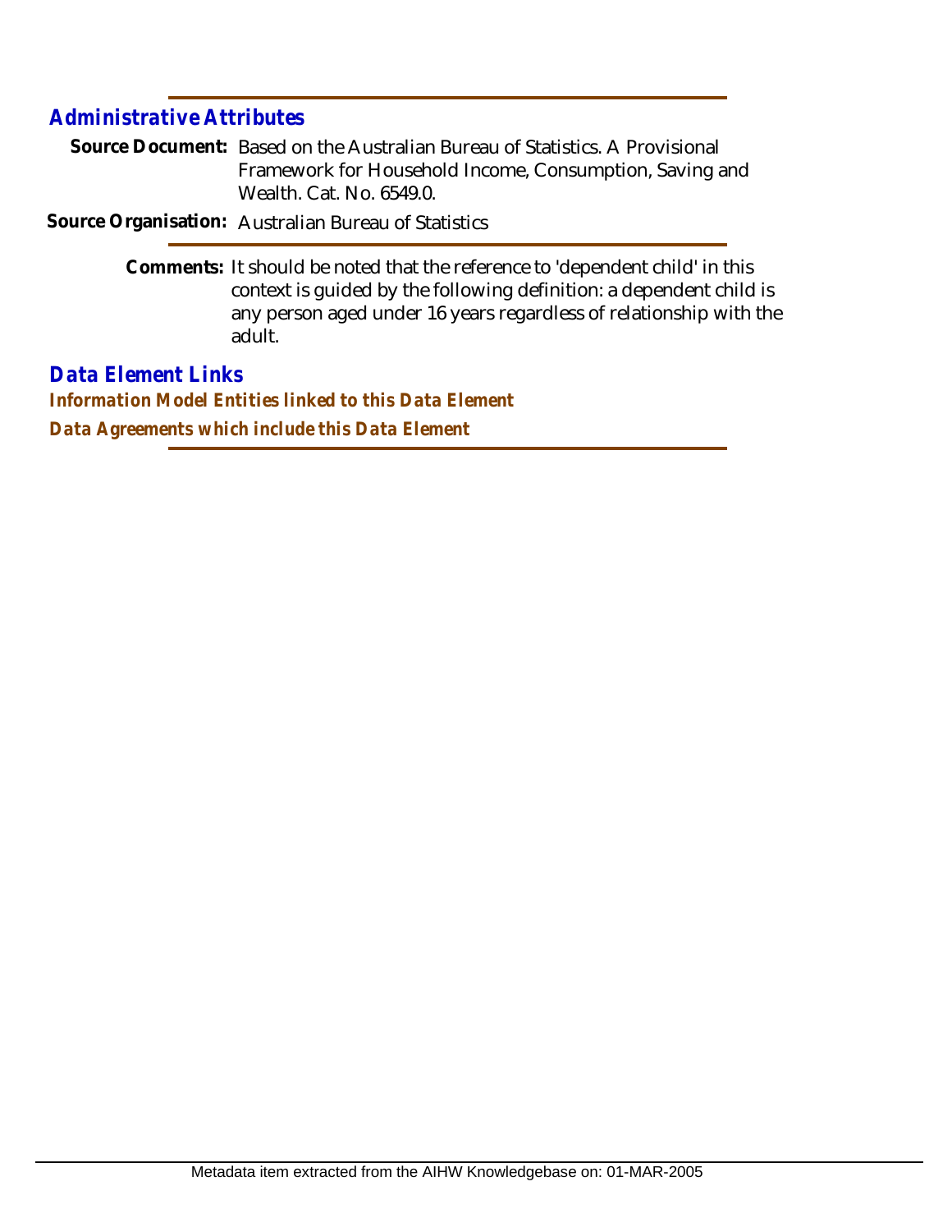## Administrative Attributes

**Source Document:** Based on the Australian Bureau of Statistics. A Provisional Framework for Household Income, Consumption, Saving and Wealth. Cat. No. 6549.0.

**Source Organisation:** Australian Bureau of Statistics

**Comments:** It should be noted that the reference to 'dependent child' in this context is guided by the following definition: a dependent child is any person aged under 16 years regardless of relationship with the adult.

## Data Element Links

***Information Model Entities linked to this Data Element***

***Data Agreements which include this Data Element***

Metadata item extracted from the AIHW Knowledgebase on: 01-MAR-2005